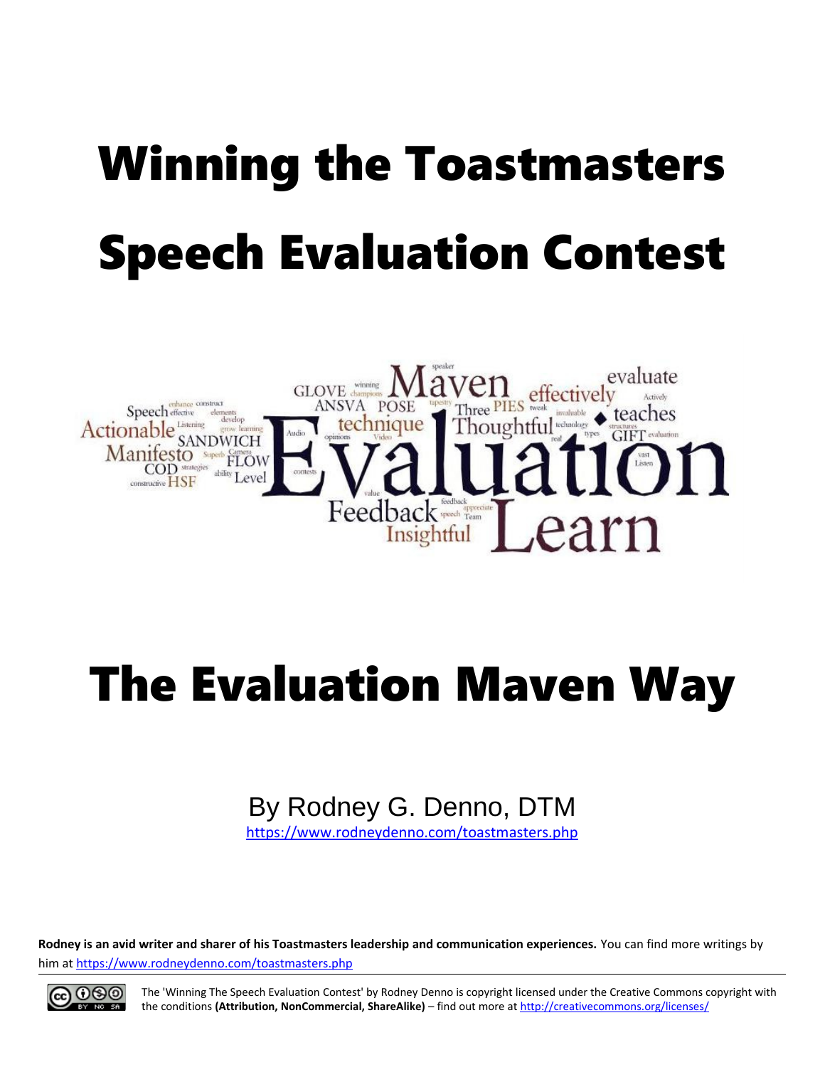# Winning the Toastmasters Speech Evaluation Contest

# The Evaluation Maven Way

By Rodney G. Denno, DTM

https://www.rodneydenno.com/toastmasters.php

**Rodney is an avid writer and sharer of his Toastmasters leadership and communication experiences.** You can find more writings by him at https://www.rodneydenno.com/toastmasters.php

The 'Winning The Speech Evaluation Contest' by Rodney Denno is copyright licensed under the Creative Commons copyright with the conditions **(Attribution, NonCommercial, ShareAlike)** – find out more at http://creativecommons.org/licenses/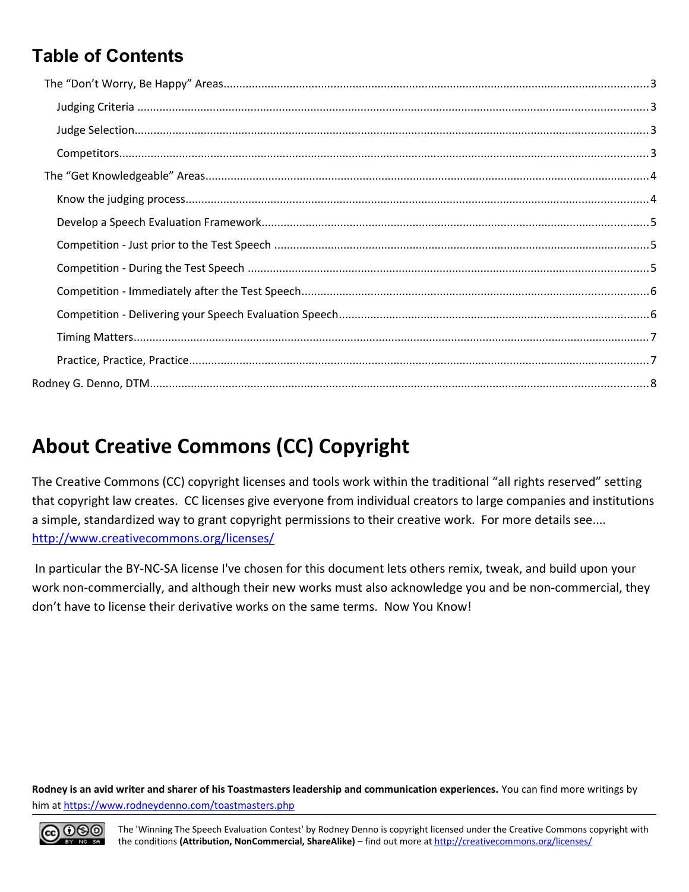## Table of Contents

- The "Don't Worry, Be Happy" Areas ... 3
  - Judging Criteria ... 3
  - Judge Selection ... 3
  - Competitors ... 3
- The "Get Knowledgeable" Areas ... 4
  - Know the judging process ... 4
  - Develop a Speech Evaluation Framework ... 5
  - Competition - Just prior to the Test Speech ... 5
  - Competition - During the Test Speech ... 5
  - Competition - Immediately after the Test Speech ... 6
  - Competition - Delivering your Speech Evaluation Speech ... 6
  - Timing Matters ... 7
  - Practice, Practice, Practice ... 7

Rodney G. Denno, DTM ... 8

# About Creative Commons (CC) Copyright

The Creative Commons (CC) copyright licenses and tools work within the traditional "all rights reserved" setting that copyright law creates. CC licenses give everyone from individual creators to large companies and institutions a simple, standardized way to grant copyright permissions to their creative work. For more details see.... http://www.creativecommons.org/licenses/

In particular the BY-NC-SA license I've chosen for this document lets others remix, tweak, and build upon your work non-commercially, and although their new works must also acknowledge you and be non-commercial, they don't have to license their derivative works on the same terms. Now You Know!

**Rodney is an avid writer and sharer of his Toastmasters leadership and communication experiences.** You can find more writings by him at https://www.rodneydenno.com/toastmasters.php

The 'Winning The Speech Evaluation Contest' by Rodney Denno is copyright licensed under the Creative Commons copyright with the conditions **(Attribution, NonCommercial, ShareAlike)** – find out more at http://creativecommons.org/licenses/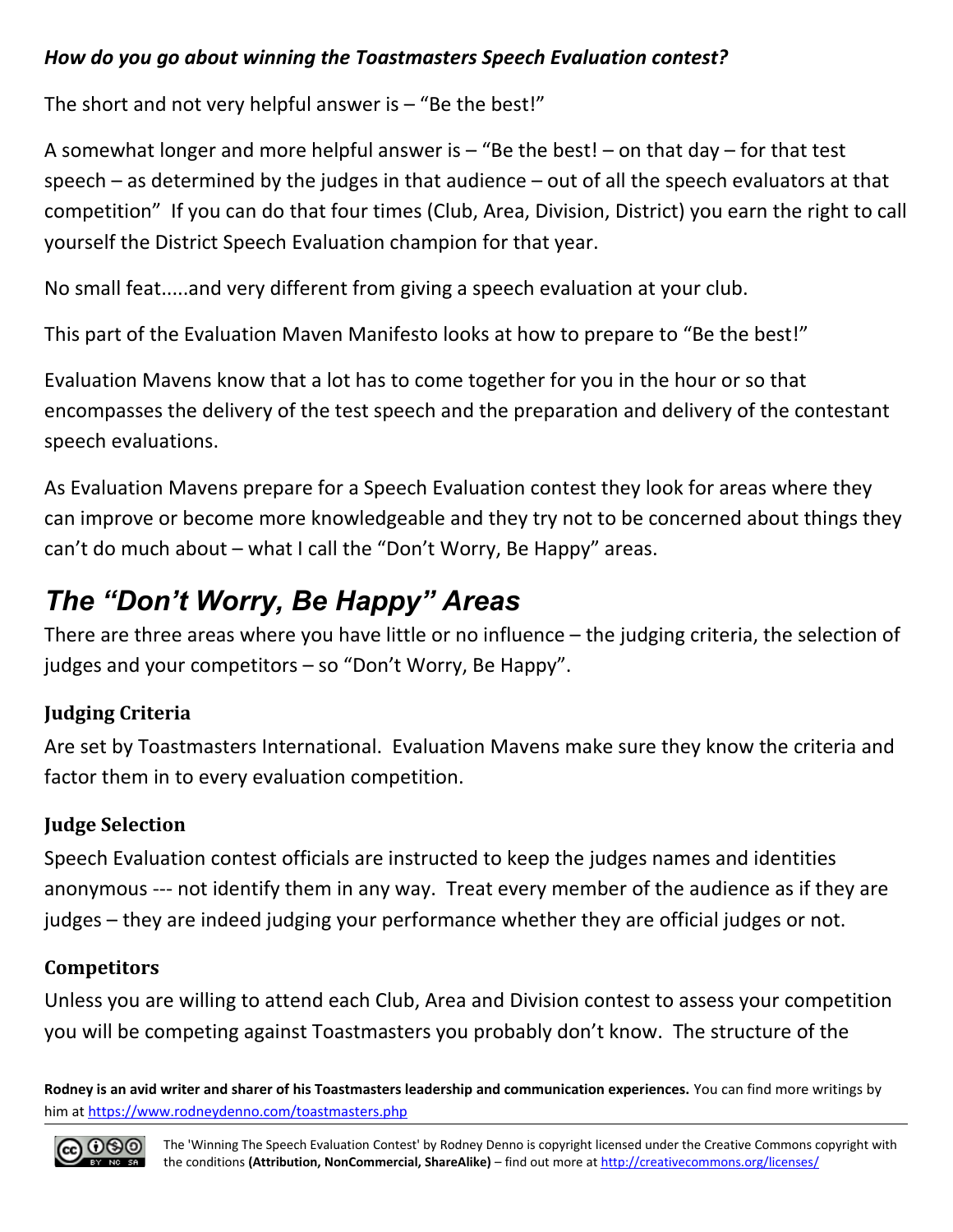***How do you go about winning the Toastmasters Speech Evaluation contest?***

The short and not very helpful answer is – "Be the best!"

A somewhat longer and more helpful answer is – "Be the best! – on that day – for that test speech – as determined by the judges in that audience – out of all the speech evaluators at that competition" If you can do that four times (Club, Area, Division, District) you earn the right to call yourself the District Speech Evaluation champion for that year.

No small feat.....and very different from giving a speech evaluation at your club.

This part of the Evaluation Maven Manifesto looks at how to prepare to "Be the best!"

Evaluation Mavens know that a lot has to come together for you in the hour or so that encompasses the delivery of the test speech and the preparation and delivery of the contestant speech evaluations.

As Evaluation Mavens prepare for a Speech Evaluation contest they look for areas where they can improve or become more knowledgeable and they try not to be concerned about things they can't do much about – what I call the "Don't Worry, Be Happy" areas.

## *The "Don't Worry, Be Happy" Areas*

There are three areas where you have little or no influence – the judging criteria, the selection of judges and your competitors – so "Don't Worry, Be Happy".

### Judging Criteria

Are set by Toastmasters International. Evaluation Mavens make sure they know the criteria and factor them in to every evaluation competition.

### Judge Selection

Speech Evaluation contest officials are instructed to keep the judges names and identities anonymous --- not identify them in any way. Treat every member of the audience as if they are judges – they are indeed judging your performance whether they are official judges or not.

### Competitors

Unless you are willing to attend each Club, Area and Division contest to assess your competition you will be competing against Toastmasters you probably don't know. The structure of the

**Rodney is an avid writer and sharer of his Toastmasters leadership and communication experiences.** You can find more writings by him at https://www.rodneydenno.com/toastmasters.php

The 'Winning The Speech Evaluation Contest' by Rodney Denno is copyright licensed under the Creative Commons copyright with the conditions **(Attribution, NonCommercial, ShareAlike)** – find out more at http://creativecommons.org/licenses/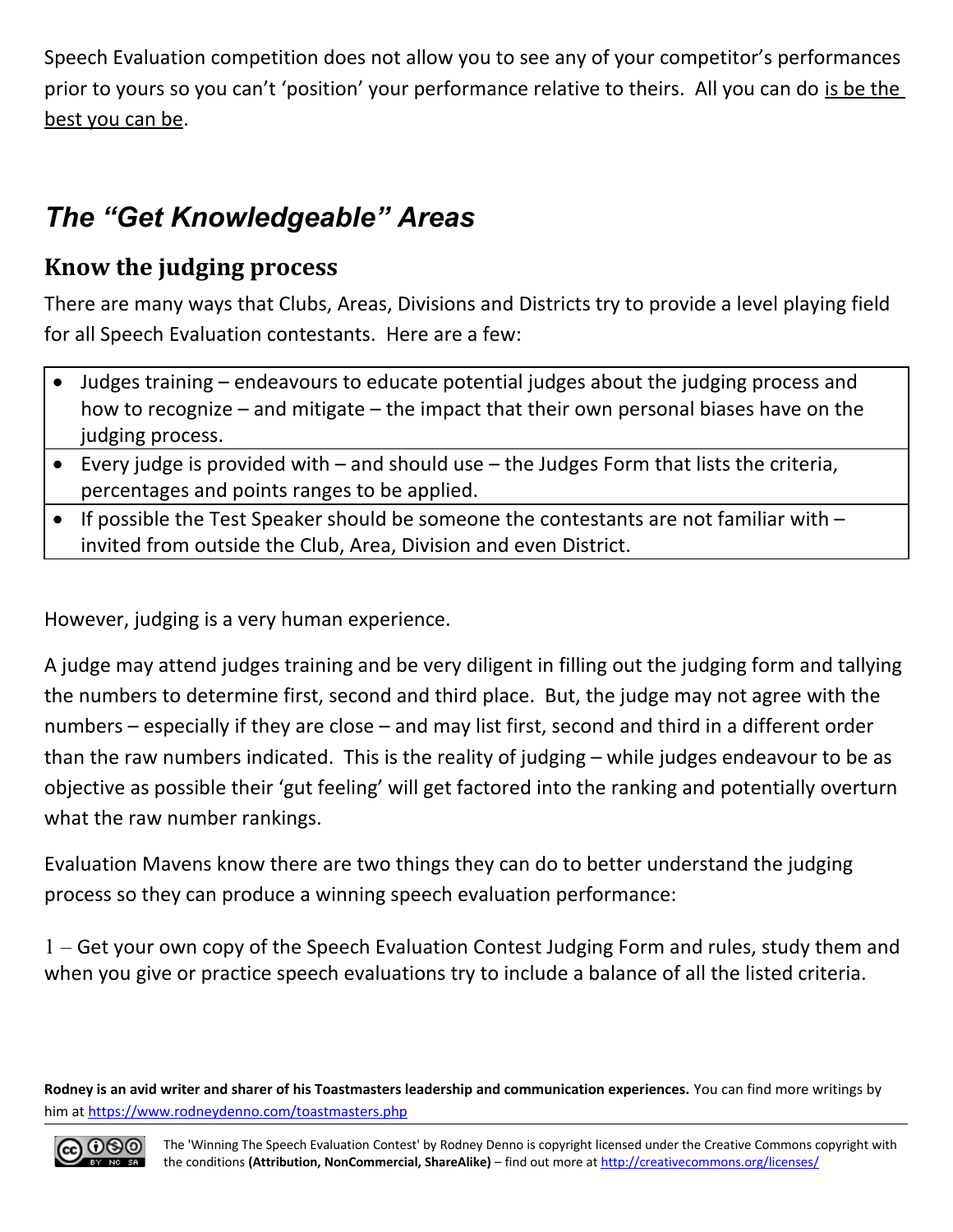Speech Evaluation competition does not allow you to see any of your competitor's performances prior to yours so you can't 'position' your performance relative to theirs. All you can do is be the best you can be.

## *The "Get Knowledgeable" Areas*

### Know the judging process

There are many ways that Clubs, Areas, Divisions and Districts try to provide a level playing field for all Speech Evaluation contestants. Here are a few:

- Judges training – endeavours to educate potential judges about the judging process and how to recognize – and mitigate – the impact that their own personal biases have on the judging process.
- Every judge is provided with – and should use – the Judges Form that lists the criteria, percentages and points ranges to be applied.
- If possible the Test Speaker should be someone the contestants are not familiar with – invited from outside the Club, Area, Division and even District.

However, judging is a very human experience.

A judge may attend judges training and be very diligent in filling out the judging form and tallying the numbers to determine first, second and third place. But, the judge may not agree with the numbers – especially if they are close – and may list first, second and third in a different order than the raw numbers indicated. This is the reality of judging – while judges endeavour to be as objective as possible their 'gut feeling' will get factored into the ranking and potentially overturn what the raw number rankings.

Evaluation Mavens know there are two things they can do to better understand the judging process so they can produce a winning speech evaluation performance:

1 – Get your own copy of the Speech Evaluation Contest Judging Form and rules, study them and when you give or practice speech evaluations try to include a balance of all the listed criteria.

**Rodney is an avid writer and sharer of his Toastmasters leadership and communication experiences.** You can find more writings by him at https://www.rodneydenno.com/toastmasters.php

The 'Winning The Speech Evaluation Contest' by Rodney Denno is copyright licensed under the Creative Commons copyright with the conditions **(Attribution, NonCommercial, ShareAlike)** – find out more at http://creativecommons.org/licenses/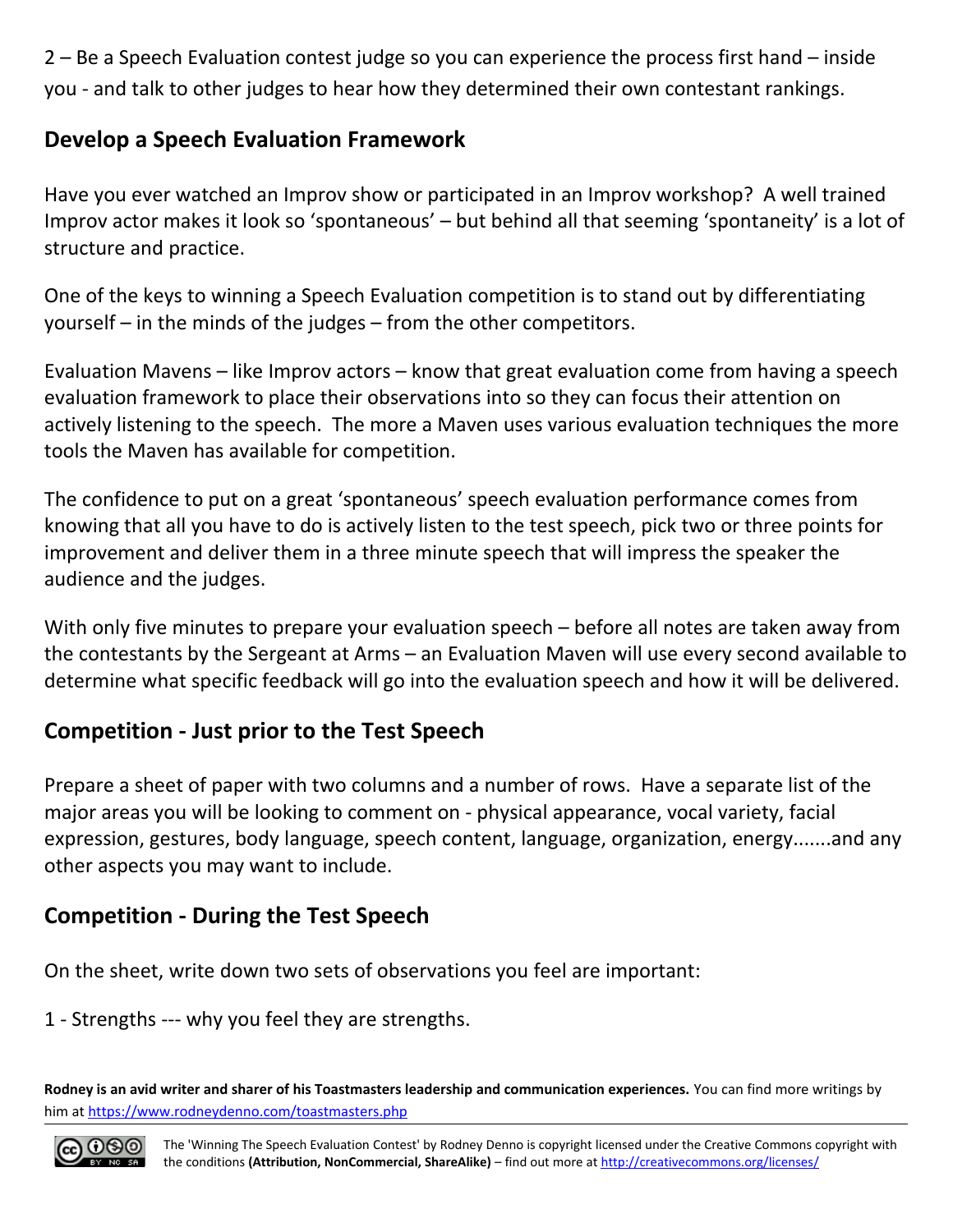2 – Be a Speech Evaluation contest judge so you can experience the process first hand – inside you - and talk to other judges to hear how they determined their own contestant rankings.

## Develop a Speech Evaluation Framework

Have you ever watched an Improv show or participated in an Improv workshop? A well trained Improv actor makes it look so 'spontaneous' – but behind all that seeming 'spontaneity' is a lot of structure and practice.

One of the keys to winning a Speech Evaluation competition is to stand out by differentiating yourself – in the minds of the judges – from the other competitors.

Evaluation Mavens – like Improv actors – know that great evaluation come from having a speech evaluation framework to place their observations into so they can focus their attention on actively listening to the speech. The more a Maven uses various evaluation techniques the more tools the Maven has available for competition.

The confidence to put on a great 'spontaneous' speech evaluation performance comes from knowing that all you have to do is actively listen to the test speech, pick two or three points for improvement and deliver them in a three minute speech that will impress the speaker the audience and the judges.

With only five minutes to prepare your evaluation speech – before all notes are taken away from the contestants by the Sergeant at Arms – an Evaluation Maven will use every second available to determine what specific feedback will go into the evaluation speech and how it will be delivered.

## Competition - Just prior to the Test Speech

Prepare a sheet of paper with two columns and a number of rows. Have a separate list of the major areas you will be looking to comment on - physical appearance, vocal variety, facial expression, gestures, body language, speech content, language, organization, energy.......and any other aspects you may want to include.

## Competition - During the Test Speech

On the sheet, write down two sets of observations you feel are important:

1 - Strengths --- why you feel they are strengths.

**Rodney is an avid writer and sharer of his Toastmasters leadership and communication experiences.** You can find more writings by him at https://www.rodneydenno.com/toastmasters.php

The 'Winning The Speech Evaluation Contest' by Rodney Denno is copyright licensed under the Creative Commons copyright with the conditions **(Attribution, NonCommercial, ShareAlike)** – find out more at http://creativecommons.org/licenses/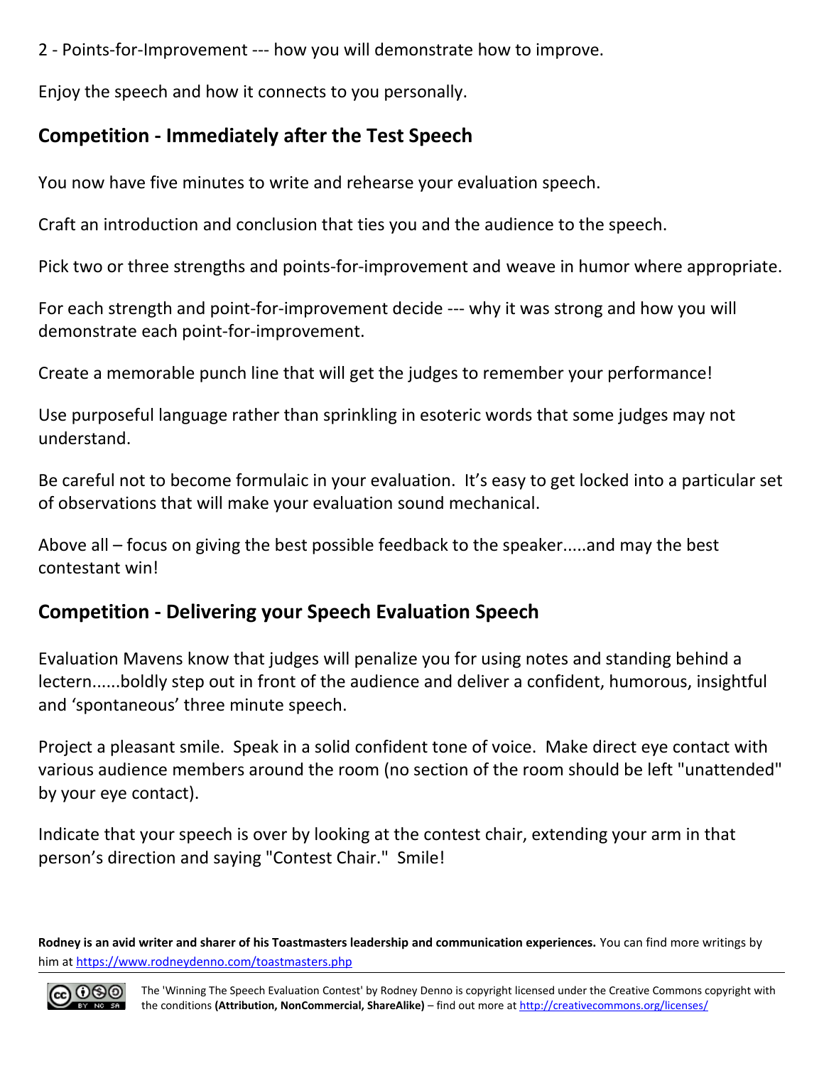2 - Points-for-Improvement --- how you will demonstrate how to improve.

Enjoy the speech and how it connects to you personally.

## Competition - Immediately after the Test Speech

You now have five minutes to write and rehearse your evaluation speech.

Craft an introduction and conclusion that ties you and the audience to the speech.

Pick two or three strengths and points-for-improvement and weave in humor where appropriate.

For each strength and point-for-improvement decide --- why it was strong and how you will demonstrate each point-for-improvement.

Create a memorable punch line that will get the judges to remember your performance!

Use purposeful language rather than sprinkling in esoteric words that some judges may not understand.

Be careful not to become formulaic in your evaluation. It's easy to get locked into a particular set of observations that will make your evaluation sound mechanical.

Above all – focus on giving the best possible feedback to the speaker.....and may the best contestant win!

## Competition - Delivering your Speech Evaluation Speech

Evaluation Mavens know that judges will penalize you for using notes and standing behind a lectern......boldly step out in front of the audience and deliver a confident, humorous, insightful and 'spontaneous' three minute speech.

Project a pleasant smile. Speak in a solid confident tone of voice. Make direct eye contact with various audience members around the room (no section of the room should be left "unattended" by your eye contact).

Indicate that your speech is over by looking at the contest chair, extending your arm in that person's direction and saying "Contest Chair." Smile!

**Rodney is an avid writer and sharer of his Toastmasters leadership and communication experiences.** You can find more writings by him at https://www.rodneydenno.com/toastmasters.php

The 'Winning The Speech Evaluation Contest' by Rodney Denno is copyright licensed under the Creative Commons copyright with the conditions **(Attribution, NonCommercial, ShareAlike)** – find out more at http://creativecommons.org/licenses/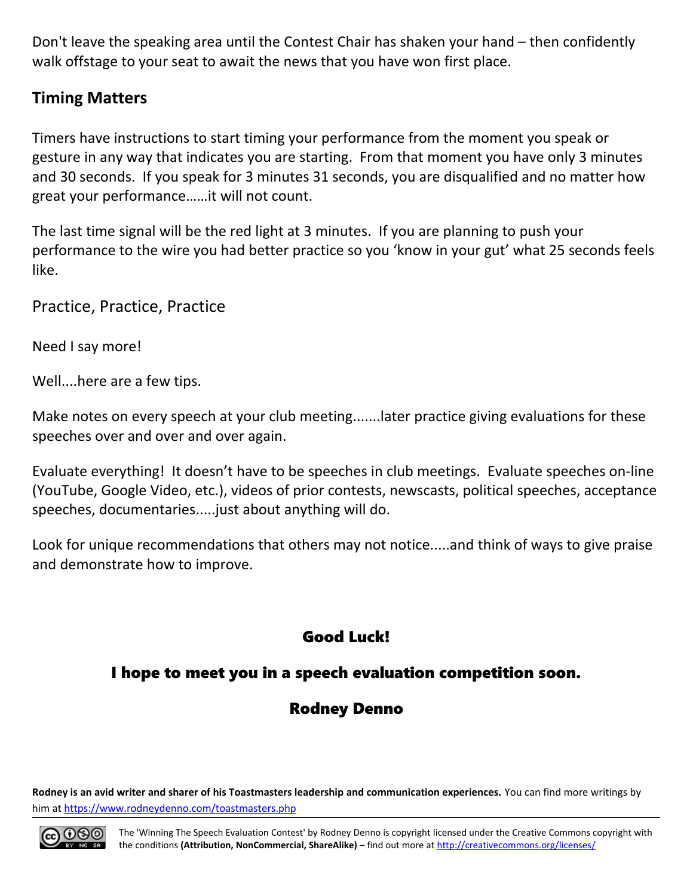Don't leave the speaking area until the Contest Chair has shaken your hand – then confidently walk offstage to your seat to await the news that you have won first place.

## Timing Matters

Timers have instructions to start timing your performance from the moment you speak or gesture in any way that indicates you are starting. From that moment you have only 3 minutes and 30 seconds. If you speak for 3 minutes 31 seconds, you are disqualified and no matter how great your performance……it will not count.

The last time signal will be the red light at 3 minutes. If you are planning to push your performance to the wire you had better practice so you 'know in your gut' what 25 seconds feels like.

## Practice, Practice, Practice

Need I say more!

Well....here are a few tips.

Make notes on every speech at your club meeting.......later practice giving evaluations for these speeches over and over and over again.

Evaluate everything! It doesn't have to be speeches in club meetings. Evaluate speeches on-line (YouTube, Google Video, etc.), videos of prior contests, newscasts, political speeches, acceptance speeches, documentaries.....just about anything will do.

Look for unique recommendations that others may not notice.....and think of ways to give praise and demonstrate how to improve.

**Good Luck!**

**I hope to meet you in a speech evaluation competition soon.**

**Rodney Denno**

**Rodney is an avid writer and sharer of his Toastmasters leadership and communication experiences.** You can find more writings by him at https://www.rodneydenno.com/toastmasters.php

The 'Winning The Speech Evaluation Contest' by Rodney Denno is copyright licensed under the Creative Commons copyright with the conditions **(Attribution, NonCommercial, ShareAlike)** – find out more at http://creativecommons.org/licenses/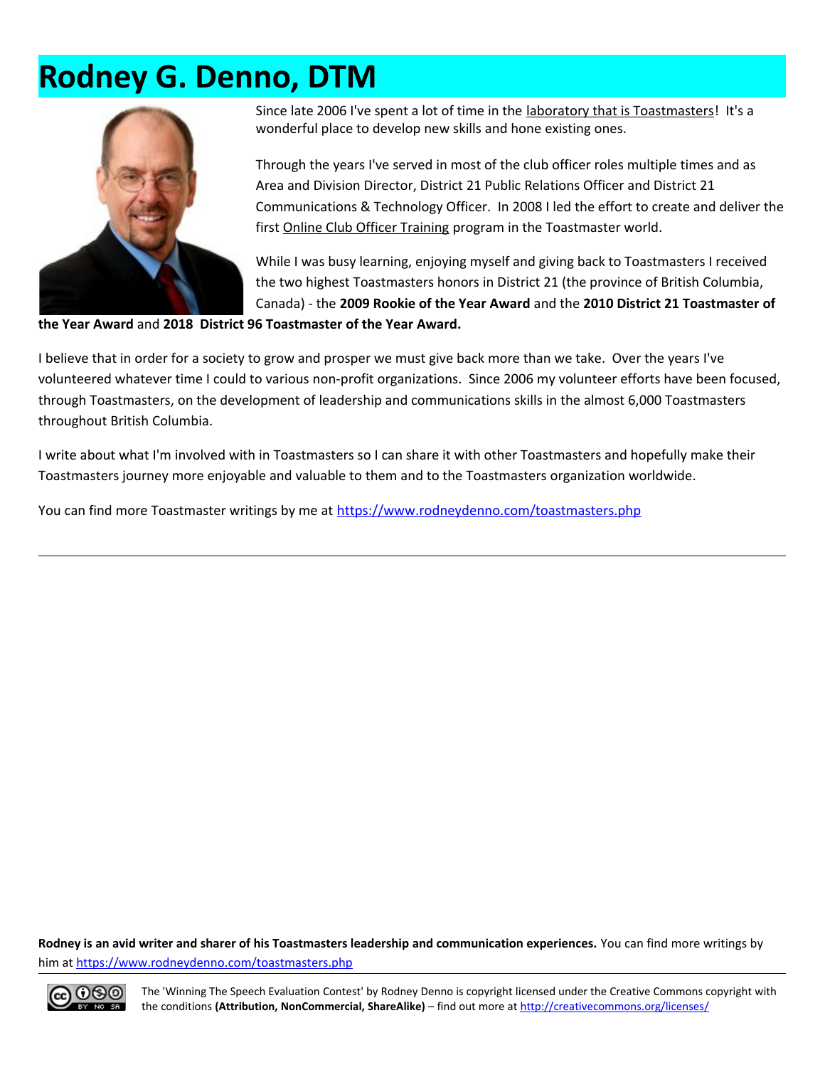# Rodney G. Denno, DTM

Since late 2006 I've spent a lot of time in the laboratory that is Toastmasters! It's a wonderful place to develop new skills and hone existing ones.

Through the years I've served in most of the club officer roles multiple times and as Area and Division Director, District 21 Public Relations Officer and District 21 Communications & Technology Officer. In 2008 I led the effort to create and deliver the first Online Club Officer Training program in the Toastmaster world.

While I was busy learning, enjoying myself and giving back to Toastmasters I received the two highest Toastmasters honors in District 21 (the province of British Columbia, Canada) - the **2009 Rookie of the Year Award** and the **2010 District 21 Toastmaster of the Year Award** and **2018 District 96 Toastmaster of the Year Award.**

I believe that in order for a society to grow and prosper we must give back more than we take. Over the years I've volunteered whatever time I could to various non-profit organizations. Since 2006 my volunteer efforts have been focused, through Toastmasters, on the development of leadership and communications skills in the almost 6,000 Toastmasters throughout British Columbia.

I write about what I'm involved with in Toastmasters so I can share it with other Toastmasters and hopefully make their Toastmasters journey more enjoyable and valuable to them and to the Toastmasters organization worldwide.

You can find more Toastmaster writings by me at https://www.rodneydenno.com/toastmasters.php

---

**Rodney is an avid writer and sharer of his Toastmasters leadership and communication experiences.** You can find more writings by him at https://www.rodneydenno.com/toastmasters.php

The 'Winning The Speech Evaluation Contest' by Rodney Denno is copyright licensed under the Creative Commons copyright with the conditions **(Attribution, NonCommercial, ShareAlike)** – find out more at http://creativecommons.org/licenses/